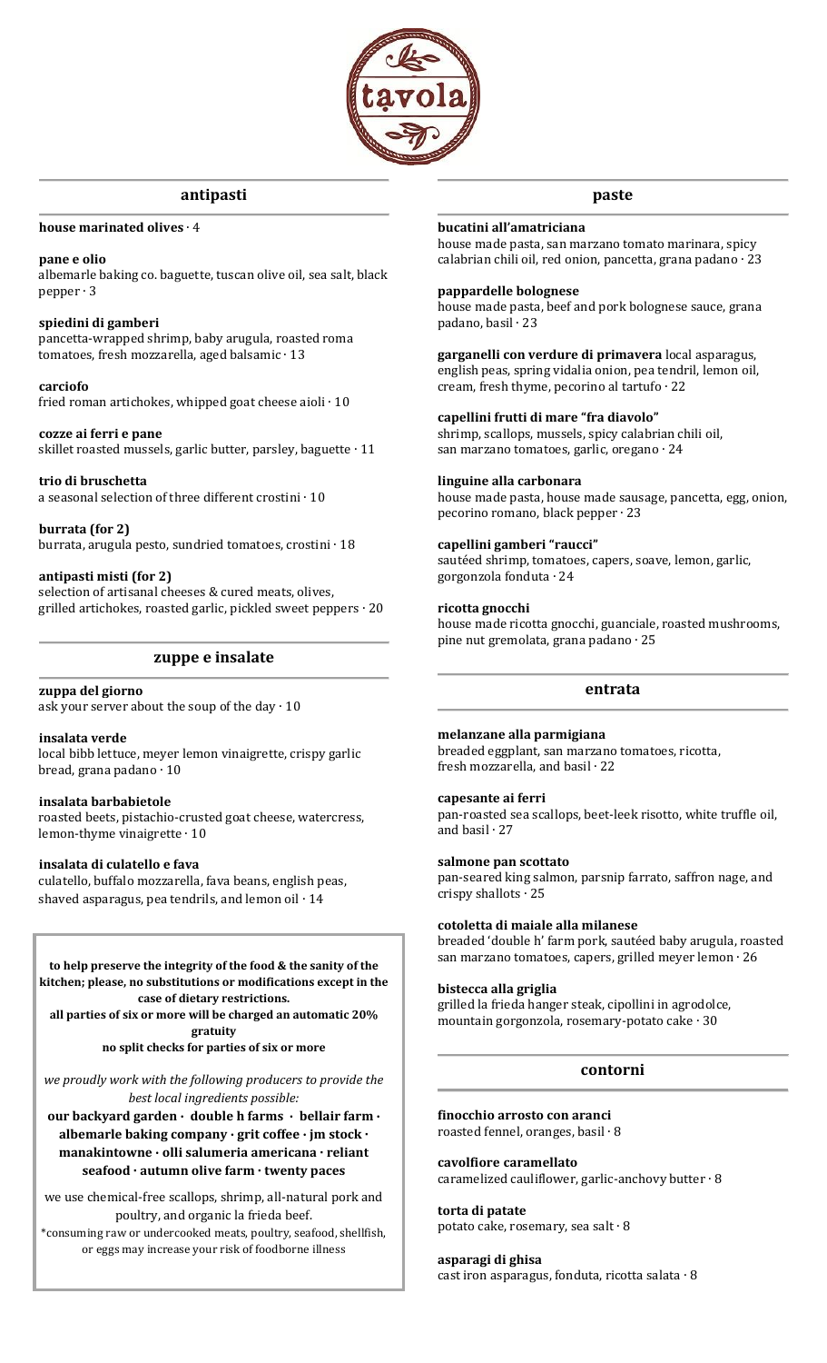# tavola

## antipasti

**house marinated olives** · 4

**pane e olio**
albemarle baking co. baguette, tuscan olive oil, sea salt, black pepper · 3

**spiedini di gamberi**
pancetta-wrapped shrimp, baby arugula, roasted roma tomatoes, fresh mozzarella, aged balsamic · 13

**carciofo**
fried roman artichokes, whipped goat cheese aioli · 10

**cozze ai ferri e pane**
skillet roasted mussels, garlic butter, parsley, baguette · 11

**trio di bruschetta**
a seasonal selection of three different crostini · 10

**burrata (for 2)**
burrata, arugula pesto, sundried tomatoes, crostini · 18

**antipasti misti (for 2)**
selection of artisanal cheeses & cured meats, olives, grilled artichokes, roasted garlic, pickled sweet peppers · 20

## zuppe e insalate

**zuppa del giorno**
ask your server about the soup of the day · 10

**insalata verde**
local bibb lettuce, meyer lemon vinaigrette, crispy garlic bread, grana padano · 10

**insalata barbabietole**
roasted beets, pistachio-crusted goat cheese, watercress, lemon-thyme vinaigrette · 10

**insalata di culatello e fava**
culatello, buffalo mozzarella, fava beans, english peas, shaved asparagus, pea tendrils, and lemon oil · 14

**to help preserve the integrity of the food & the sanity of the kitchen; please, no substitutions or modifications except in the case of dietary restrictions.**
**all parties of six or more will be charged an automatic 20% gratuity**
**no split checks for parties of six or more**

*we proudly work with the following producers to provide the best local ingredients possible:*

**our backyard garden · double h farms · bellair farm · albemarle baking company · grit coffee · jm stock · manakintowne · olli salumeria americana · reliant seafood · autumn olive farm · twenty paces**

we use chemical-free scallops, shrimp, all-natural pork and poultry, and organic la frieda beef.
*consuming raw or undercooked meats, poultry, seafood, shellfish, or eggs may increase your risk of foodborne illness

## paste

**bucatini all'amatriciana**
house made pasta, san marzano tomato marinara, spicy calabrian chili oil, red onion, pancetta, grana padano · 23

**pappardelle bolognese**
house made pasta, beef and pork bolognese sauce, grana padano, basil · 23

**garganelli con verdure di primavera** local asparagus, english peas, spring vidalia onion, pea tendril, lemon oil, cream, fresh thyme, pecorino al tartufo · 22

**capellini frutti di mare "fra diavolo"**
shrimp, scallops, mussels, spicy calabrian chili oil, san marzano tomatoes, garlic, oregano · 24

**linguine alla carbonara**
house made pasta, house made sausage, pancetta, egg, onion, pecorino romano, black pepper · 23

**capellini gamberi "raucci"**
sautéed shrimp, tomatoes, capers, soave, lemon, garlic, gorgonzola fonduta · 24

**ricotta gnocchi**
house made ricotta gnocchi, guanciale, roasted mushrooms, pine nut gremolata, grana padano · 25

## entrata

**melanzane alla parmigiana**
breaded eggplant, san marzano tomatoes, ricotta, fresh mozzarella, and basil · 22

**capesante ai ferri**
pan-roasted sea scallops, beet-leek risotto, white truffle oil, and basil · 27

**salmone pan scottato**
pan-seared king salmon, parsnip farrato, saffron nage, and crispy shallots · 25

**cotoletta di maiale alla milanese**
breaded 'double h' farm pork, sautéed baby arugula, roasted san marzano tomatoes, capers, grilled meyer lemon · 26

**bistecca alla griglia**
grilled la frieda hanger steak, cipollini in agrodolce, mountain gorgonzola, rosemary-potato cake · 30

## contorni

**finocchio arrosto con aranci**
roasted fennel, oranges, basil · 8

**cavolfiore caramellato**
caramelized cauliflower, garlic-anchovy butter · 8

**torta di patate**
potato cake, rosemary, sea salt · 8

**asparagi di ghisa**
cast iron asparagus, fonduta, ricotta salata · 8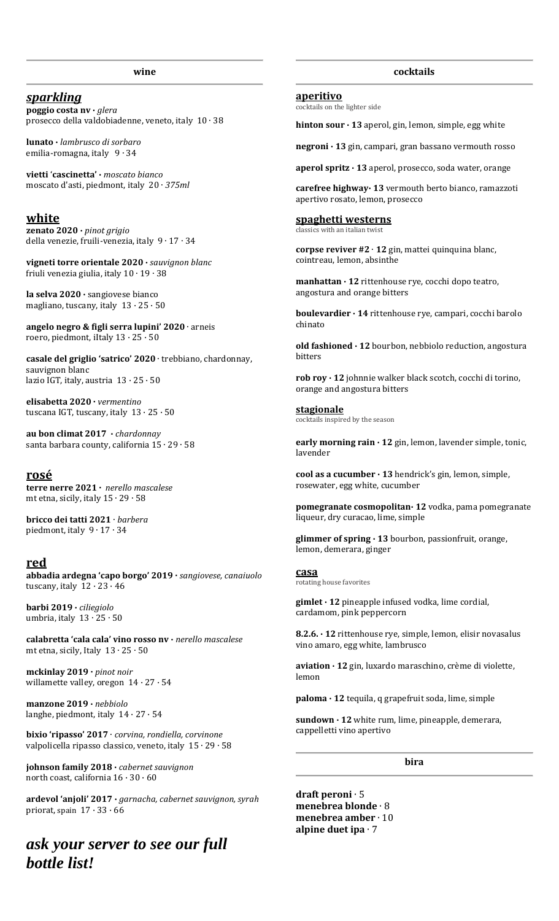## wine

### *sparkling*

**poggio costa nv ·** *glera*
prosecco della valdobiadenne, veneto, italy 10 · 38

**lunato ·** *lambrusco di sorbaro*
emilia-romagna, italy 9 · 34

**vietti 'cascinetta' ·** *moscato bianco*
moscato d'asti, piedmont, italy 20 · *375ml*

### white

**zenato 2020 ·** *pinot grigio*
della venezie, fruili-venezia, italy 9 · 17 · 34

**vigneti torre orientale 2020 ·** *sauvignon blanc*
friuli venezia giulia, italy 10 · 19 · 38

**la selva 2020 ·** sangiovese bianco
magliano, tuscany, italy 13 · 25 · 50

**angelo negro & figli serra lupini' 2020** · arneis
roero, piedmont, iItaly 13 · 25 · 50

**casale del griglio 'satrico' 2020** · trebbiano, chardonnay, sauvignon blanc
lazio IGT, italy, austria 13 · 25 · 50

**elisabetta 2020 ·** *vermentino*
tuscana IGT, tuscany, italy 13 · 25 · 50

**au bon climat 2017 ·** *chardonnay*
santa barbara county, california 15 · 29 · 58

### rosé

**terre nerre 2021 ·** *nerello mascalese*
mt etna, sicily, italy 15 · 29 · 58

**bricco dei tatti 2021** · *barbera*
piedmont, italy 9 · 17 · 34

### red

**abbadia ardegna 'capo borgo' 2019 ·** *sangiovese, canaiuolo*
tuscany, italy 12 · 23 · 46

**barbi 2019 ·** *ciliegiolo*
umbria, italy 13 · 25 · 50

**calabretta 'cala cala' vino rosso nv ·** *nerello mascalese*
mt etna, sicily, Italy 13 · 25 · 50

**mckinlay 2019 ·** *pinot noir*
willamette valley, oregon 14 · 27 · 54

**manzone 2019 ·** *nebbiolo*
langhe, piedmont, italy 14 · 27 · 54

**bixio 'ripasso' 2017** · *corvina, rondiella, corvinone*
valpolicella ripasso classico, veneto, italy 15 · 29 · 58

**johnson family 2018 ·** *cabernet sauvignon*
north coast, california 16 · 30 · 60

**ardevol 'anjoli' 2017 ·** *garnacha, cabernet sauvignon, syrah*
priorat, spain 17 · 33 · 66

***ask your server to see our full bottle list!***

## cocktails

### aperitivo

cocktails on the lighter side

**hinton sour · 13** aperol, gin, lemon, simple, egg white

**negroni · 13** gin, campari, gran bassano vermouth rosso

**aperol spritz · 13** aperol, prosecco, soda water, orange

**carefree highway· 13** vermouth berto bianco, ramazzoti apertivo rosato, lemon, prosecco

### spaghetti westerns

classics with an italian twist

**corpse reviver #2** · **12** gin, mattei quinquina blanc, cointreau, lemon, absinthe

**manhattan · 12** rittenhouse rye, cocchi dopo teatro, angostura and orange bitters

**boulevardier · 14** rittenhouse rye, campari, cocchi barolo chinato

**old fashioned · 12** bourbon, nebbiolo reduction, angostura bitters

**rob roy · 12** johnnie walker black scotch, cocchi di torino, orange and angostura bitters

### stagionale

cocktails inspired by the season

**early morning rain · 12** gin, lemon, lavender simple, tonic, lavender

**cool as a cucumber · 13** hendrick's gin, lemon, simple, rosewater, egg white, cucumber

**pomegranate cosmopolitan· 12** vodka, pama pomegranate liqueur, dry curacao, lime, simple

**glimmer of spring · 13** bourbon, passionfruit, orange, lemon, demerara, ginger

### casa

rotating house favorites

**gimlet · 12** pineapple infused vodka, lime cordial, cardamom, pink peppercorn

**8.2.6. · 12** rittenhouse rye, simple, lemon, elisir novasalus vino amaro, egg white, lambrusco

**aviation · 12** gin, luxardo maraschino, crème di violette, lemon

**paloma · 12** tequila, q grapefruit soda, lime, simple

**sundown · 12** white rum, lime, pineapple, demerara, cappelletti vino apertivo

## bira

**draft peroni** · 5
**menebrea blonde** · 8
**menebrea amber** · 10
**alpine duet ipa** · 7